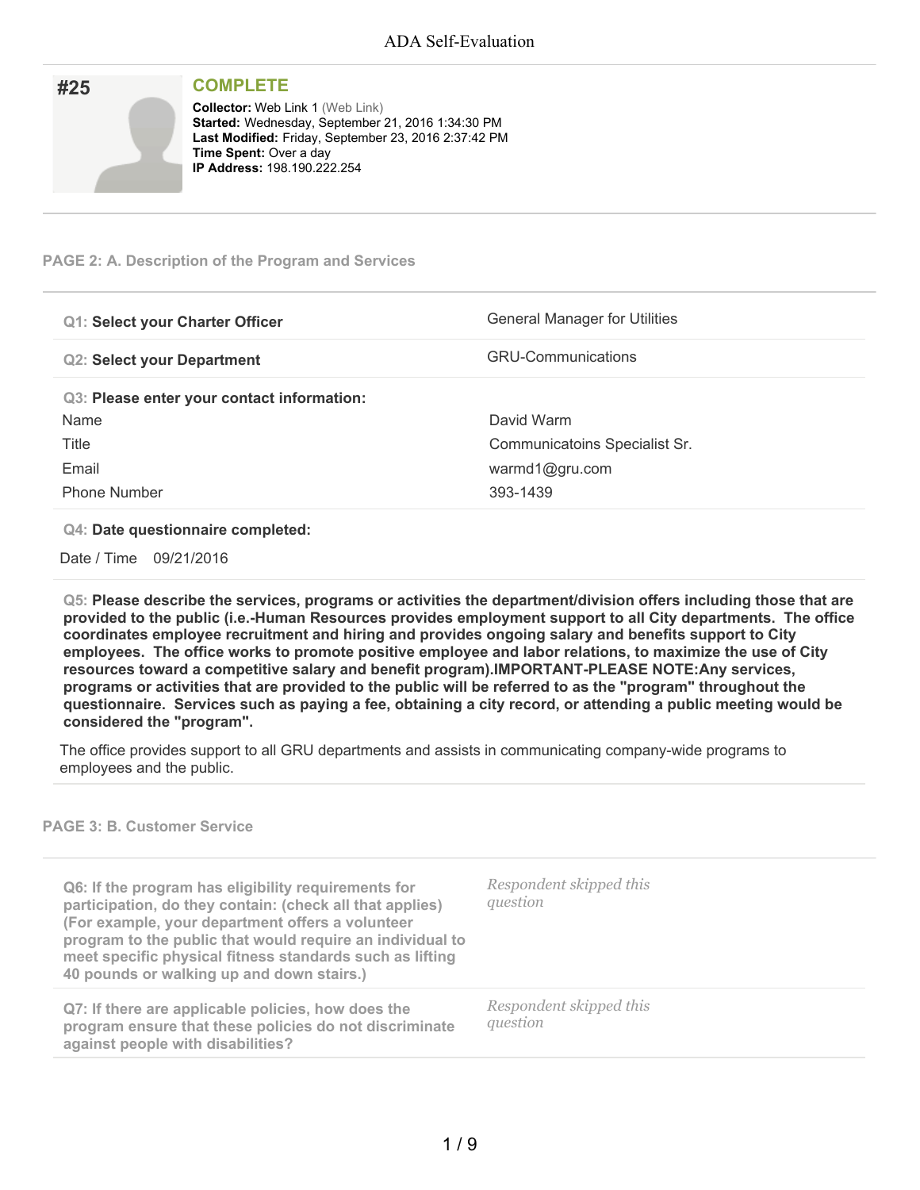## #25

**COMPLETE**

**Collector:** Web Link 1 (Web Link)
**Started:** Wednesday, September 21, 2016 1:34:30 PM
**Last Modified:** Friday, September 23, 2016 2:37:42 PM
**Time Spent:** Over a day
**IP Address:** 198.190.222.254

### PAGE 2: A. Description of the Program and Services

| | |
|---|---|
| **Q1: Select your Charter Officer** | General Manager for Utilities |
| **Q2: Select your Department** | GRU-Communications |

**Q3: Please enter your contact information:**

| | |
|---|---|
| Name | David Warm |
| Title | Communicatoins Specialist Sr. |
| Email | warmd1@gru.com |
| Phone Number | 393-1439 |

**Q4: Date questionnaire completed:**

Date / Time 09/21/2016

**Q5: Please describe the services, programs or activities the department/division offers including those that are provided to the public (i.e.-Human Resources provides employment support to all City departments. The office coordinates employee recruitment and hiring and provides ongoing salary and benefits support to City employees. The office works to promote positive employee and labor relations, to maximize the use of City resources toward a competitive salary and benefit program).IMPORTANT-PLEASE NOTE:Any services, programs or activities that are provided to the public will be referred to as the "program" throughout the questionnaire. Services such as paying a fee, obtaining a city record, or attending a public meeting would be considered the "program".**

The office provides support to all GRU departments and assists in communicating company-wide programs to employees and the public.

### PAGE 3: B. Customer Service

| | |
|---|---|
| **Q6: If the program has eligibility requirements for participation, do they contain: (check all that applies) (For example, your department offers a volunteer program to the public that would require an individual to meet specific physical fitness standards such as lifting 40 pounds or walking up and down stairs.)** | *Respondent skipped this question* |
| **Q7: If there are applicable policies, how does the program ensure that these policies do not discriminate against people with disabilities?** | *Respondent skipped this question* |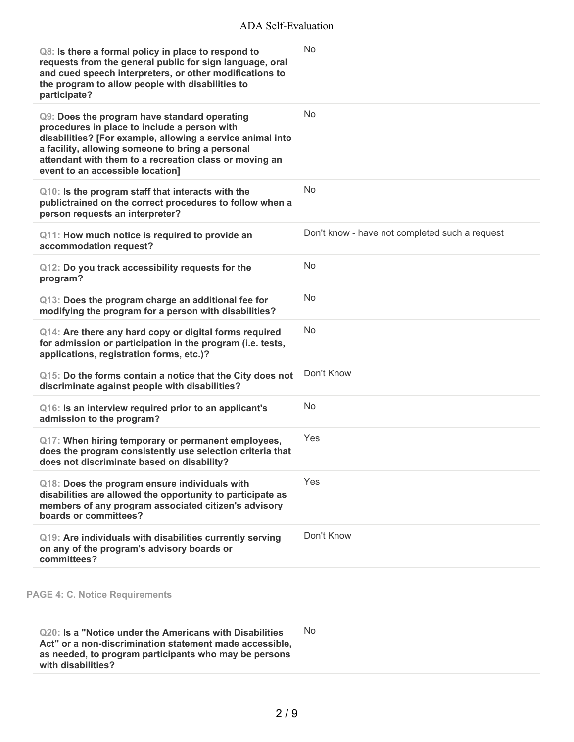| Question | Response |
| --- | --- |
| **Q8: Is there a formal policy in place to respond to requests from the general public for sign language, oral and cued speech interpreters, or other modifications to the program to allow people with disabilities to participate?** | No |
| **Q9: Does the program have standard operating procedures in place to include a person with disabilities? [For example, allowing a service animal into a facility, allowing someone to bring a personal attendant with them to a recreation class or moving an event to an accessible location]** | No |
| **Q10: Is the program staff that interacts with the publictrained on the correct procedures to follow when a person requests an interpreter?** | No |
| **Q11: How much notice is required to provide an accommodation request?** | Don't know - have not completed such a request |
| **Q12: Do you track accessibility requests for the program?** | No |
| **Q13: Does the program charge an additional fee for modifying the program for a person with disabilities?** | No |
| **Q14: Are there any hard copy or digital forms required for admission or participation in the program (i.e. tests, applications, registration forms, etc.)?** | No |
| **Q15: Do the forms contain a notice that the City does not discriminate against people with disabilities?** | Don't Know |
| **Q16: Is an interview required prior to an applicant's admission to the program?** | No |
| **Q17: When hiring temporary or permanent employees, does the program consistently use selection criteria that does not discriminate based on disability?** | Yes |
| **Q18: Does the program ensure individuals with disabilities are allowed the opportunity to participate as members of any program associated citizen's advisory boards or committees?** | Yes |
| **Q19: Are individuals with disabilities currently serving on any of the program's advisory boards or committees?** | Don't Know |

## PAGE 4: C. Notice Requirements

| Question | Response |
| --- | --- |
| **Q20: Is a "Notice under the Americans with Disabilities Act" or a non-discrimination statement made accessible, as needed, to program participants who may be persons with disabilities?** | No |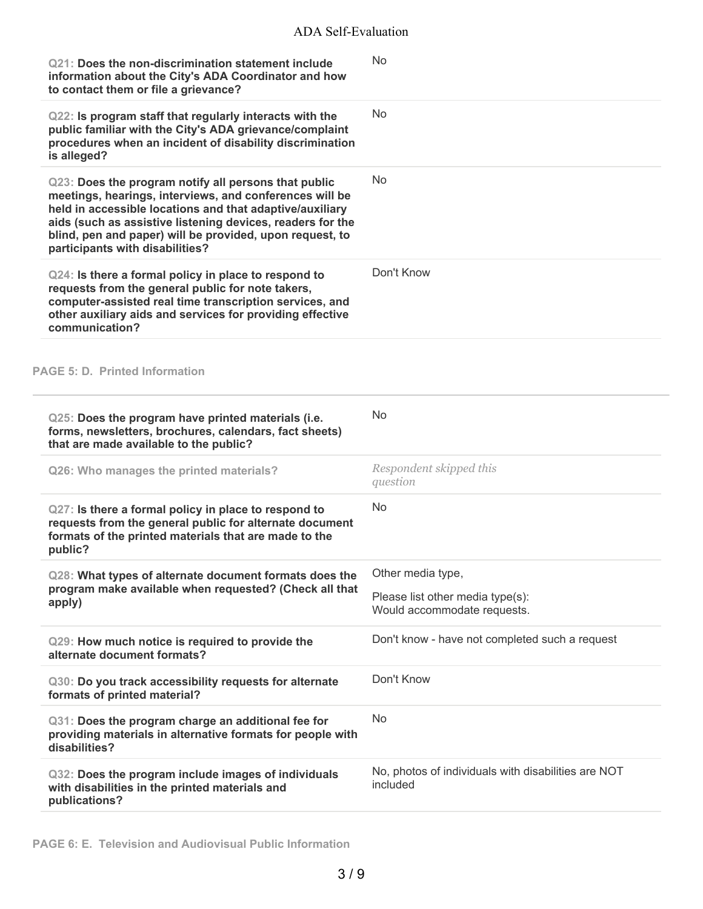| Question | Response |
| --- | --- |
| **Q21: Does the non-discrimination statement include information about the City's ADA Coordinator and how to contact them or file a grievance?** | No |
| **Q22: Is program staff that regularly interacts with the public familiar with the City's ADA grievance/complaint procedures when an incident of disability discrimination is alleged?** | No |
| **Q23: Does the program notify all persons that public meetings, hearings, interviews, and conferences will be held in accessible locations and that adaptive/auxiliary aids (such as assistive listening devices, readers for the blind, pen and paper) will be provided, upon request, to participants with disabilities?** | No |
| **Q24: Is there a formal policy in place to respond to requests from the general public for note takers, computer-assisted real time transcription services, and other auxiliary aids and services for providing effective communication?** | Don't Know |

## PAGE 5: D. Printed Information

| Question | Response |
| --- | --- |
| **Q25: Does the program have printed materials (i.e. forms, newsletters, brochures, calendars, fact sheets) that are made available to the public?** | No |
| Q26: Who manages the printed materials? | *Respondent skipped this question* |
| **Q27: Is there a formal policy in place to respond to requests from the general public for alternate document formats of the printed materials that are made to the public?** | No |
| **Q28: What types of alternate document formats does the program make available when requested? (Check all that apply)** | Other media type,<br>Please list other media type(s):<br>Would accommodate requests. |
| **Q29: How much notice is required to provide the alternate document formats?** | Don't know - have not completed such a request |
| **Q30: Do you track accessibility requests for alternate formats of printed material?** | Don't Know |
| **Q31: Does the program charge an additional fee for providing materials in alternative formats for people with disabilities?** | No |
| **Q32: Does the program include images of individuals with disabilities in the printed materials and publications?** | No, photos of individuals with disabilities are NOT included |

## PAGE 6: E. Television and Audiovisual Public Information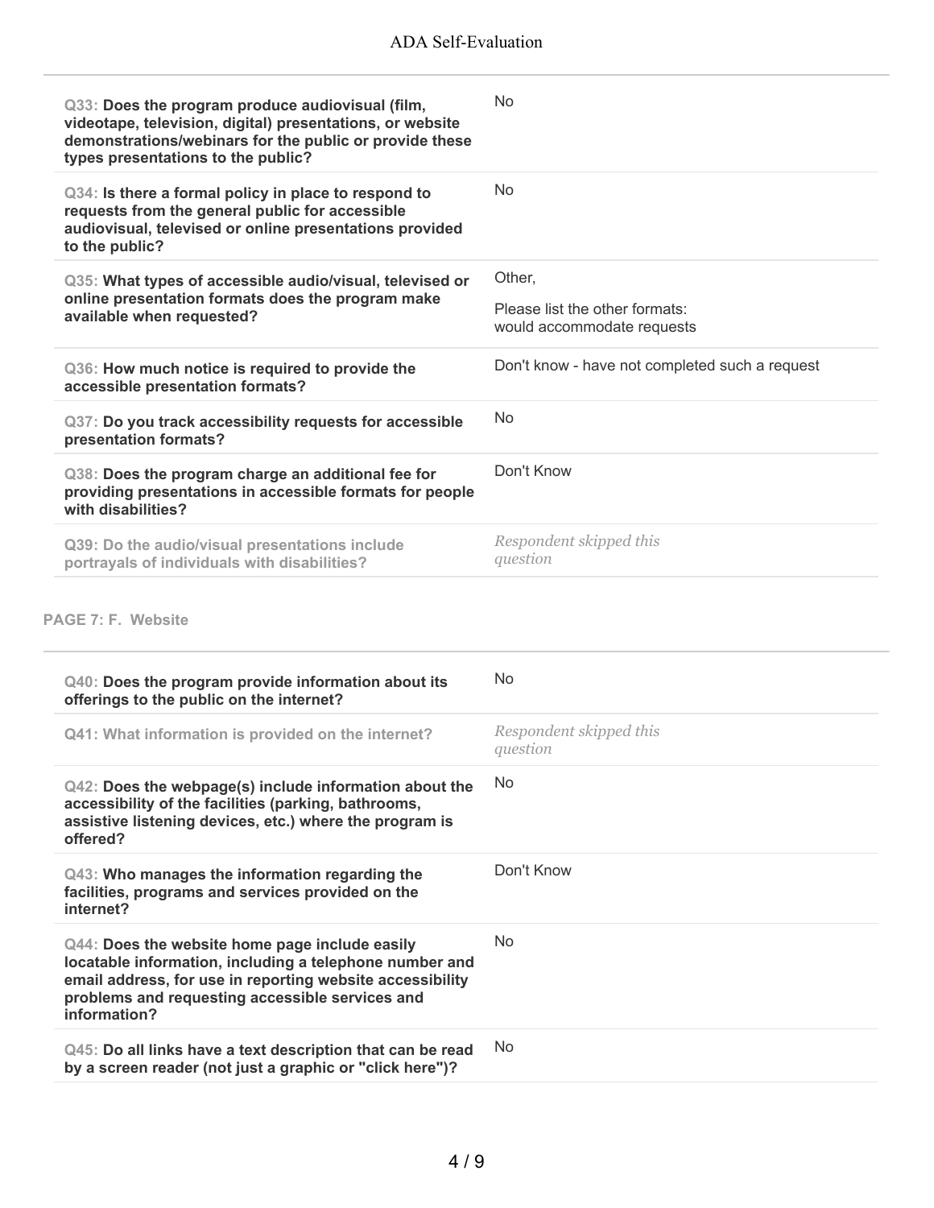| Question | Response |
|---|---|
| **Q33: Does the program produce audiovisual (film, videotape, television, digital) presentations, or website demonstrations/webinars for the public or provide these types presentations to the public?** | No |
| **Q34: Is there a formal policy in place to respond to requests from the general public for accessible audiovisual, televised or online presentations provided to the public?** | No |
| **Q35: What types of accessible audio/visual, televised or online presentation formats does the program make available when requested?** | Other,<br>Please list the other formats:<br>would accommodate requests |
| **Q36: How much notice is required to provide the accessible presentation formats?** | Don't know - have not completed such a request |
| **Q37: Do you track accessibility requests for accessible presentation formats?** | No |
| **Q38: Does the program charge an additional fee for providing presentations in accessible formats for people with disabilities?** | Don't Know |
| Q39: Do the audio/visual presentations include portrayals of individuals with disabilities? | *Respondent skipped this question* |

## PAGE 7: F. Website

| Question | Response |
|---|---|
| **Q40: Does the program provide information about its offerings to the public on the internet?** | No |
| Q41: What information is provided on the internet? | *Respondent skipped this question* |
| **Q42: Does the webpage(s) include information about the accessibility of the facilities (parking, bathrooms, assistive listening devices, etc.) where the program is offered?** | No |
| **Q43: Who manages the information regarding the facilities, programs and services provided on the internet?** | Don't Know |
| **Q44: Does the website home page include easily locatable information, including a telephone number and email address, for use in reporting website accessibility problems and requesting accessible services and information?** | No |
| **Q45: Do all links have a text description that can be read by a screen reader (not just a graphic or "click here")?** | No |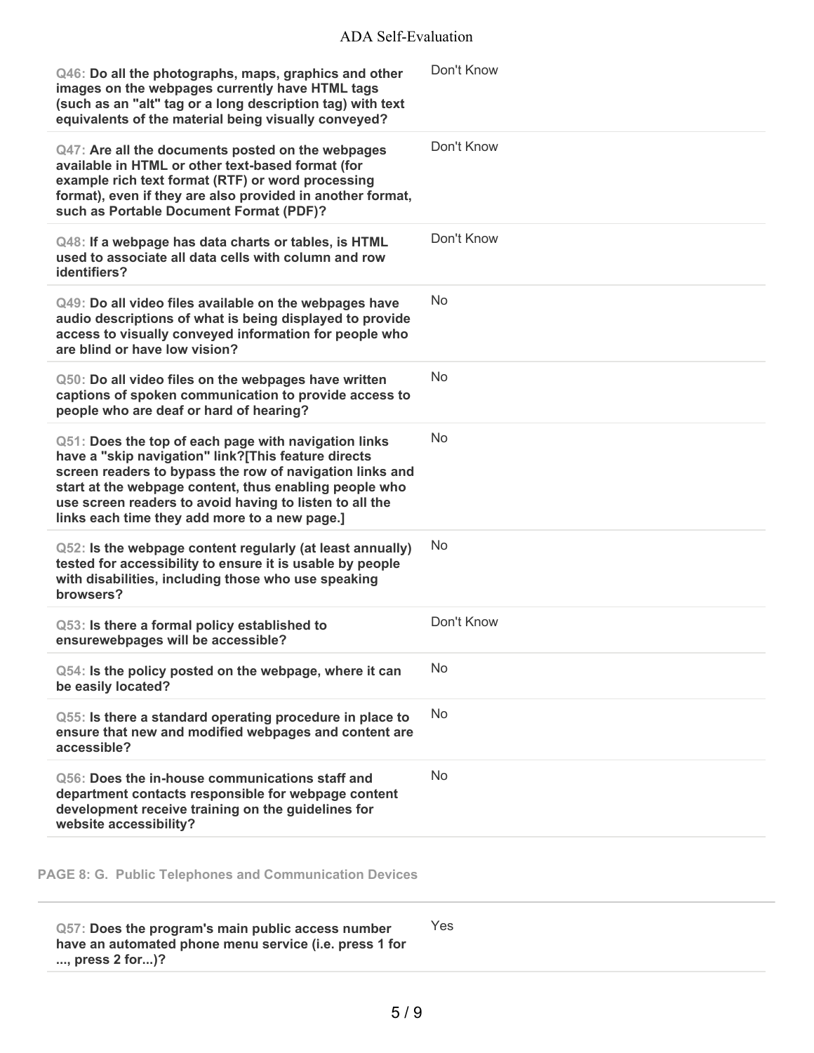| Question | Answer |
|---|---|
| Q46: **Do all the photographs, maps, graphics and other images on the webpages currently have HTML tags (such as an "alt" tag or a long description tag) with text equivalents of the material being visually conveyed?** | Don't Know |
| Q47: **Are all the documents posted on the webpages available in HTML or other text-based format (for example rich text format (RTF) or word processing format), even if they are also provided in another format, such as Portable Document Format (PDF)?** | Don't Know |
| Q48: **If a webpage has data charts or tables, is HTML used to associate all data cells with column and row identifiers?** | Don't Know |
| Q49: **Do all video files available on the webpages have audio descriptions of what is being displayed to provide access to visually conveyed information for people who are blind or have low vision?** | No |
| Q50: **Do all video files on the webpages have written captions of spoken communication to provide access to people who are deaf or hard of hearing?** | No |
| Q51: **Does the top of each page with navigation links have a "skip navigation" link?[This feature directs screen readers to bypass the row of navigation links and start at the webpage content, thus enabling people who use screen readers to avoid having to listen to all the links each time they add more to a new page.]** | No |
| Q52: **Is the webpage content regularly (at least annually) tested for accessibility to ensure it is usable by people with disabilities, including those who use speaking browsers?** | No |
| Q53: **Is there a formal policy established to ensurewebpages will be accessible?** | Don't Know |
| Q54: **Is the policy posted on the webpage, where it can be easily located?** | No |
| Q55: **Is there a standard operating procedure in place to ensure that new and modified webpages and content are accessible?** | No |
| Q56: **Does the in-house communications staff and department contacts responsible for webpage content development receive training on the guidelines for website accessibility?** | No |

## PAGE 8: G. Public Telephones and Communication Devices

| Question | Answer |
|---|---|
| Q57: **Does the program's main public access number have an automated phone menu service (i.e. press 1 for ..., press 2 for...)?** | Yes |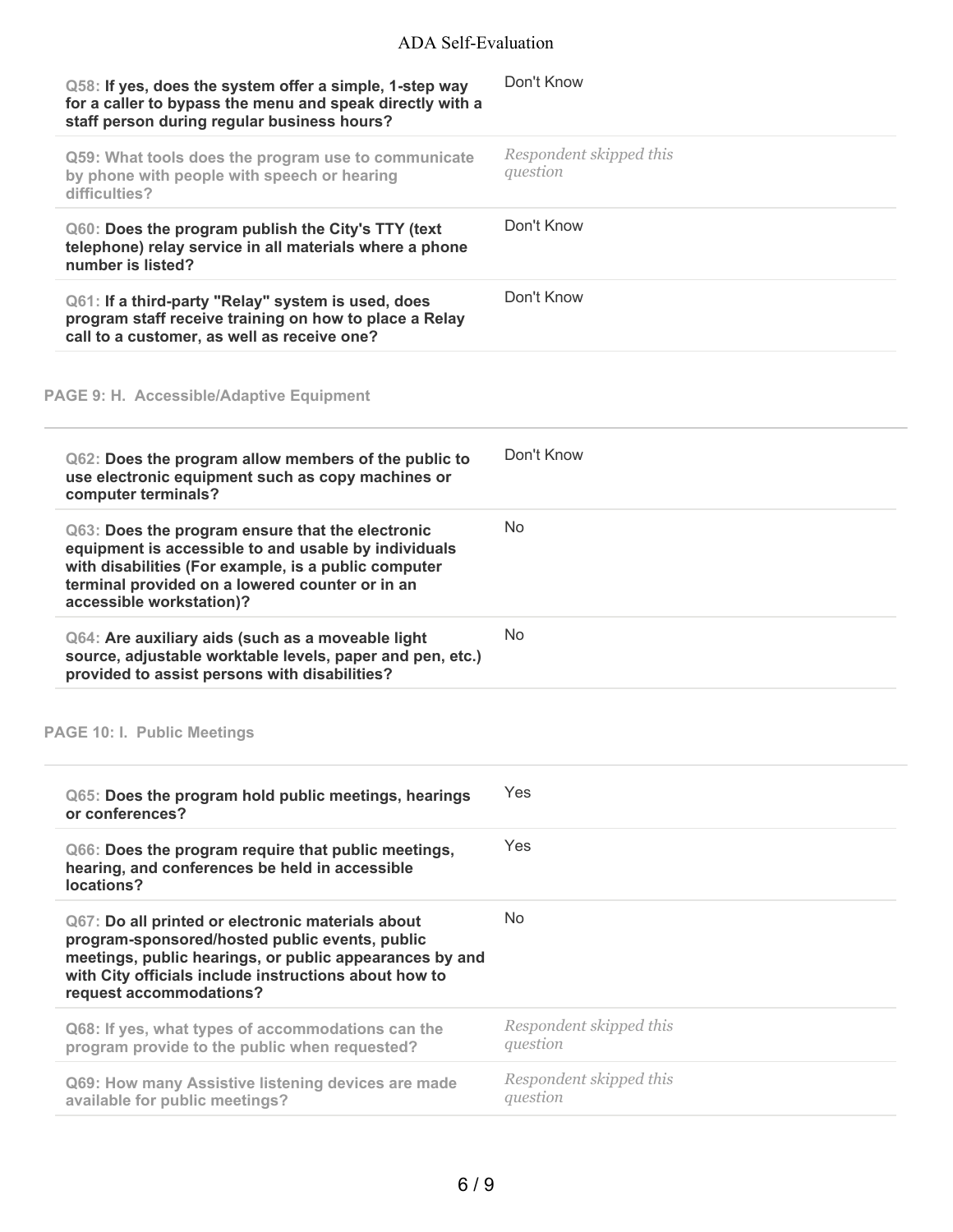| Question | Response |
| --- | --- |
| **Q58: If yes, does the system offer a simple, 1-step way for a caller to bypass the menu and speak directly with a staff person during regular business hours?** | Don't Know |
| Q59: What tools does the program use to communicate by phone with people with speech or hearing difficulties? | *Respondent skipped this question* |
| **Q60: Does the program publish the City's TTY (text telephone) relay service in all materials where a phone number is listed?** | Don't Know |
| **Q61: If a third-party "Relay" system is used, does program staff receive training on how to place a Relay call to a customer, as well as receive one?** | Don't Know |

## PAGE 9: H. Accessible/Adaptive Equipment

| Question | Response |
| --- | --- |
| **Q62: Does the program allow members of the public to use electronic equipment such as copy machines or computer terminals?** | Don't Know |
| **Q63: Does the program ensure that the electronic equipment is accessible to and usable by individuals with disabilities (For example, is a public computer terminal provided on a lowered counter or in an accessible workstation)?** | No |
| **Q64: Are auxiliary aids (such as a moveable light source, adjustable worktable levels, paper and pen, etc.) provided to assist persons with disabilities?** | No |

## PAGE 10: I. Public Meetings

| Question | Response |
| --- | --- |
| **Q65: Does the program hold public meetings, hearings or conferences?** | Yes |
| **Q66: Does the program require that public meetings, hearing, and conferences be held in accessible locations?** | Yes |
| **Q67: Do all printed or electronic materials about program-sponsored/hosted public events, public meetings, public hearings, or public appearances by and with City officials include instructions about how to request accommodations?** | No |
| Q68: If yes, what types of accommodations can the program provide to the public when requested? | *Respondent skipped this question* |
| Q69: How many Assistive listening devices are made available for public meetings? | *Respondent skipped this question* |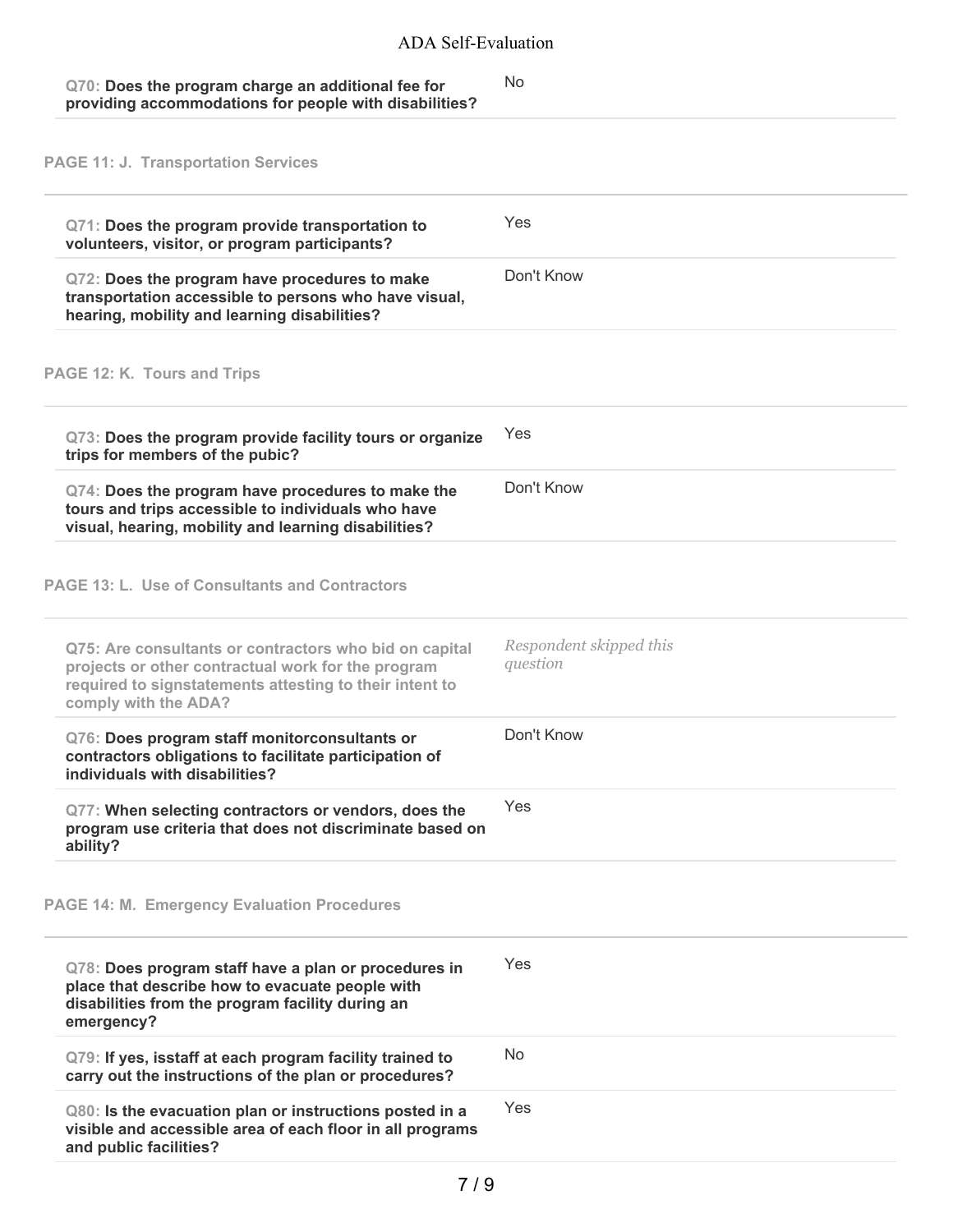**Q70: Does the program charge an additional fee for providing accommodations for people with disabilities?**

No

## PAGE 11: J. Transportation Services

**Q71: Does the program provide transportation to volunteers, visitor, or program participants?**

Yes

**Q72: Does the program have procedures to make transportation accessible to persons who have visual, hearing, mobility and learning disabilities?**

Don't Know

## PAGE 12: K. Tours and Trips

**Q73: Does the program provide facility tours or organize trips for members of the pubic?**

Yes

**Q74: Does the program have procedures to make the tours and trips accessible to individuals who have visual, hearing, mobility and learning disabilities?**

Don't Know

## PAGE 13: L. Use of Consultants and Contractors

**Q75: Are consultants or contractors who bid on capital projects or other contractual work for the program required to signstatements attesting to their intent to comply with the ADA?**

*Respondent skipped this question*

**Q76: Does program staff monitorconsultants or contractors obligations to facilitate participation of individuals with disabilities?**

Don't Know

**Q77: When selecting contractors or vendors, does the program use criteria that does not discriminate based on ability?**

Yes

## PAGE 14: M. Emergency Evaluation Procedures

**Q78: Does program staff have a plan or procedures in place that describe how to evacuate people with disabilities from the program facility during an emergency?**

Yes

**Q79: If yes, isstaff at each program facility trained to carry out the instructions of the plan or procedures?**

No

**Q80: Is the evacuation plan or instructions posted in a visible and accessible area of each floor in all programs and public facilities?**

Yes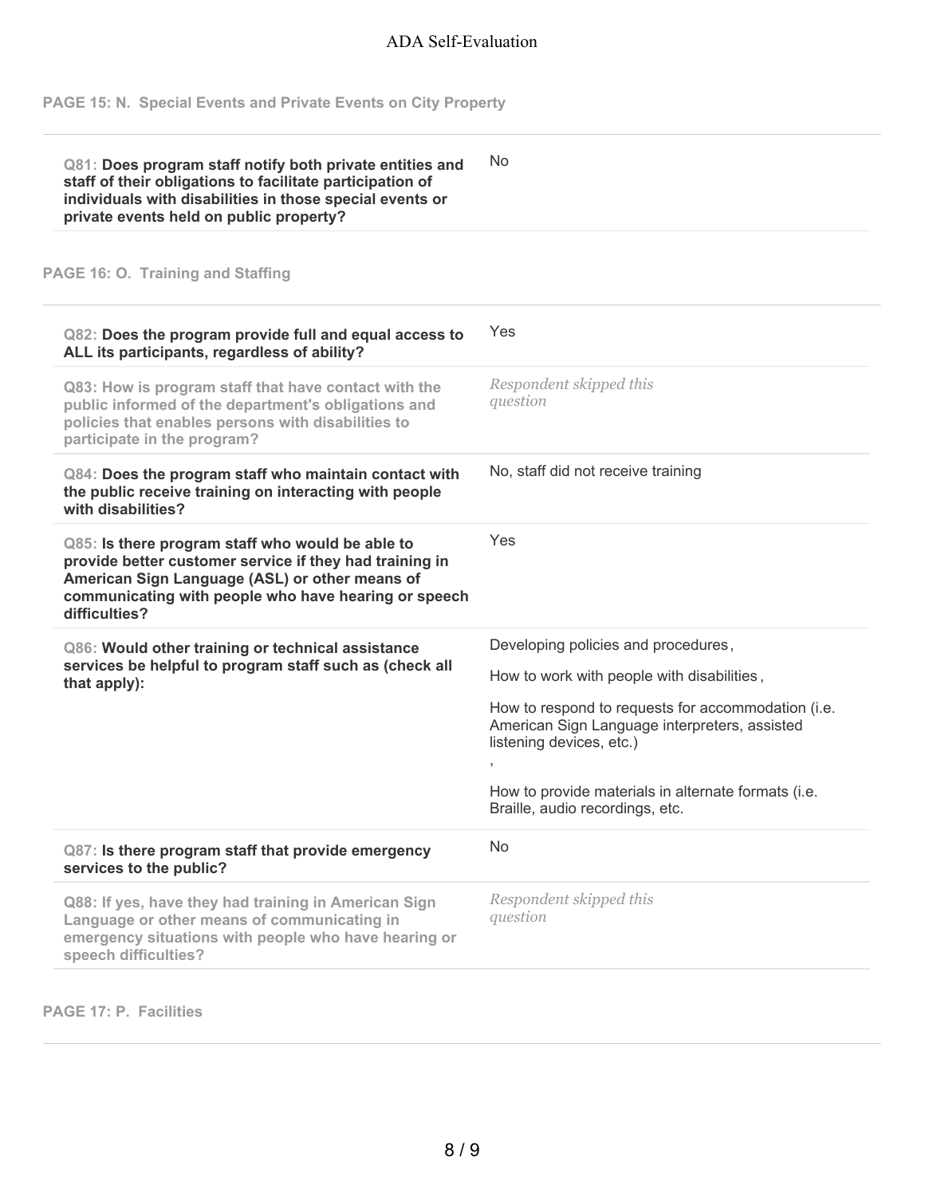## PAGE 15: N. Special Events and Private Events on City Property

| Question | Response |
| --- | --- |
| **Q81: Does program staff notify both private entities and staff of their obligations to facilitate participation of individuals with disabilities in those special events or private events held on public property?** | No |

## PAGE 16: O. Training and Staffing

| Question | Response |
| --- | --- |
| **Q82: Does the program provide full and equal access to ALL its participants, regardless of ability?** | Yes |
| Q83: How is program staff that have contact with the public informed of the department's obligations and policies that enables persons with disabilities to participate in the program? | *Respondent skipped this question* |
| **Q84: Does the program staff who maintain contact with the public receive training on interacting with people with disabilities?** | No, staff did not receive training |
| **Q85: Is there program staff who would be able to provide better customer service if they had training in American Sign Language (ASL) or other means of communicating with people who have hearing or speech difficulties?** | Yes |
| **Q86: Would other training or technical assistance services be helpful to program staff such as (check all that apply):** | Developing policies and procedures, <br> How to work with people with disabilities, <br> How to respond to requests for accommodation (i.e. American Sign Language interpreters, assisted listening devices, etc.) <br> , <br> How to provide materials in alternate formats (i.e. Braille, audio recordings, etc. |
| **Q87: Is there program staff that provide emergency services to the public?** | No |
| Q88: If yes, have they had training in American Sign Language or other means of communicating in emergency situations with people who have hearing or speech difficulties? | *Respondent skipped this question* |

## PAGE 17: P. Facilities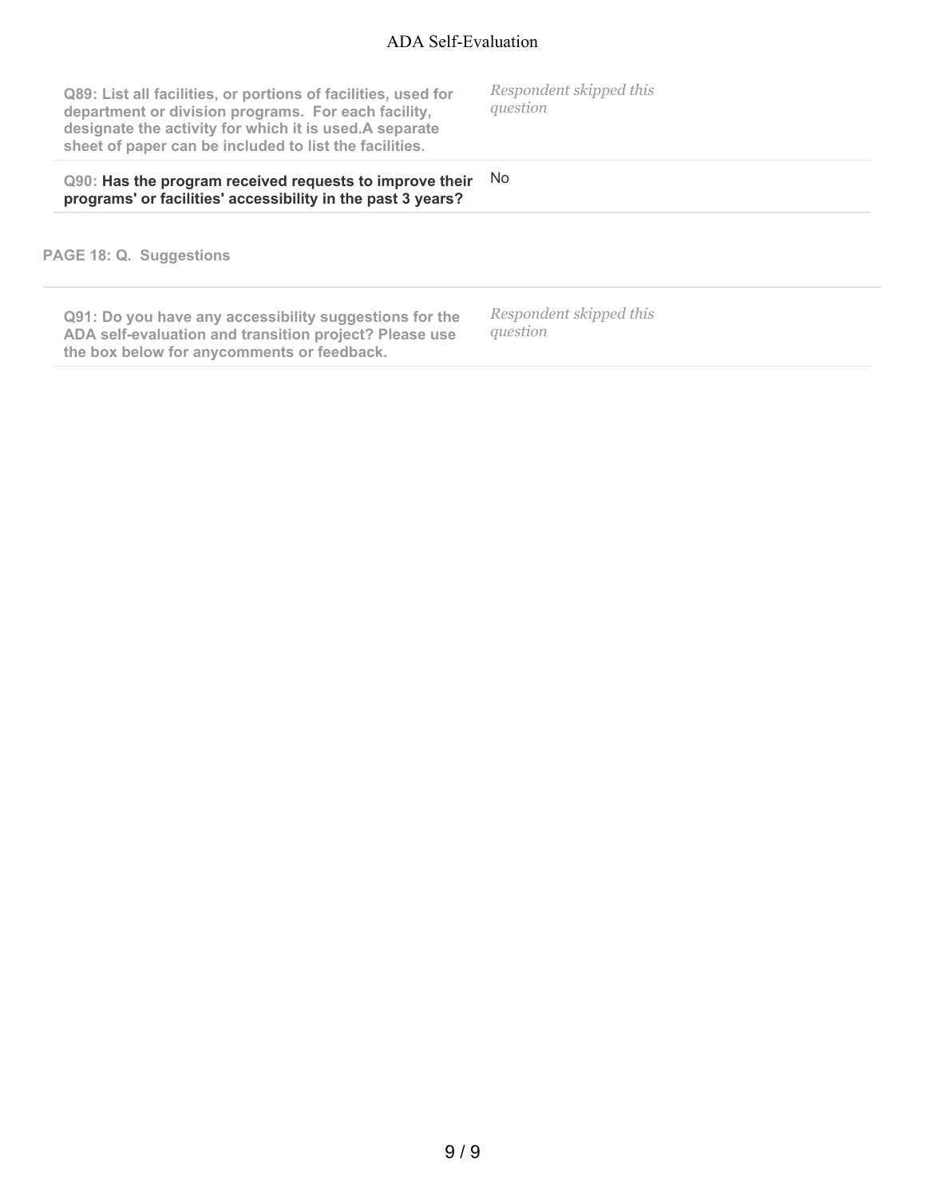**Q89: List all facilities, or portions of facilities, used for department or division programs. For each facility, designate the activity for which it is used.A separate sheet of paper can be included to list the facilities.**

*Respondent skipped this question*

**Q90: Has the program received requests to improve their programs' or facilities' accessibility in the past 3 years?**

No

## PAGE 18: Q. Suggestions

**Q91: Do you have any accessibility suggestions for the ADA self-evaluation and transition project? Please use the box below for anycomments or feedback.**

*Respondent skipped this question*